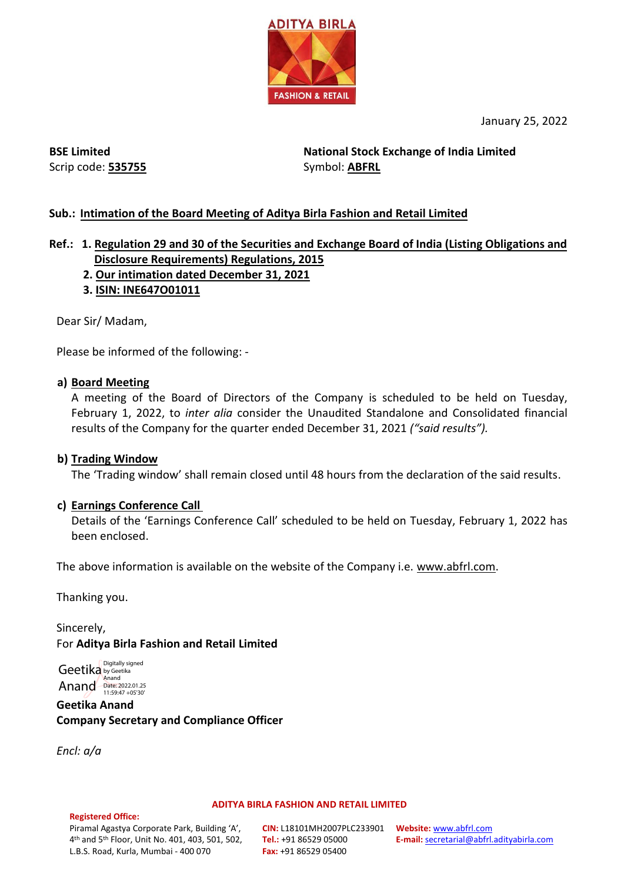ADITYA BIRLA
FASHION & RETAIL

January 25, 2022

**BSE Limited**
Scrip code: **535755**

**National Stock Exchange of India Limited**
Symbol: **ABFRL**

**Sub.: Intimation of the Board Meeting of Aditya Birla Fashion and Retail Limited**

**Ref.:**
1. **Regulation 29 and 30 of the Securities and Exchange Board of India (Listing Obligations and Disclosure Requirements) Regulations, 2015**
2. **Our intimation dated December 31, 2021**
3. **ISIN: INE647O01011**

Dear Sir/ Madam,

Please be informed of the following: -

**a) Board Meeting**

A meeting of the Board of Directors of the Company is scheduled to be held on Tuesday, February 1, 2022, to *inter alia* consider the Unaudited Standalone and Consolidated financial results of the Company for the quarter ended December 31, 2021 *("said results").*

**b) Trading Window**

The 'Trading window' shall remain closed until 48 hours from the declaration of the said results.

**c) Earnings Conference Call**

Details of the 'Earnings Conference Call' scheduled to be held on Tuesday, February 1, 2022 has been enclosed.

The above information is available on the website of the Company i.e. www.abfrl.com.

Thanking you.

Sincerely,
For **Aditya Birla Fashion and Retail Limited**

Geetika Anand
Digitally signed by Geetika Anand
Date: 2022.01.25 11:59:47 +05'30'

**Geetika Anand**
**Company Secretary and Compliance Officer**

*Encl: a/a*

**ADITYA BIRLA FASHION AND RETAIL LIMITED**

**Registered Office:**
Piramal Agastya Corporate Park, Building 'A', 4th and 5th Floor, Unit No. 401, 403, 501, 502, L.B.S. Road, Kurla, Mumbai - 400 070

**CIN:** L18101MH2007PLC233901
**Tel.:** +91 86529 05000
**Fax:** +91 86529 05400

**Website:** www.abfrl.com
**E-mail:** secretarial@abfrl.adityabirla.com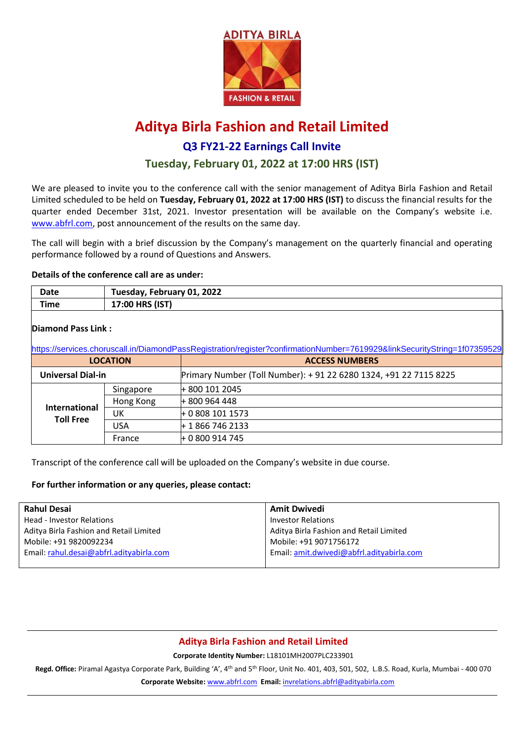# Aditya Birla Fashion and Retail Limited

## Q3 FY21-22 Earnings Call Invite

### Tuesday, February 01, 2022 at 17:00 HRS (IST)

We are pleased to invite you to the conference call with the senior management of Aditya Birla Fashion and Retail Limited scheduled to be held on **Tuesday, February 01, 2022 at 17:00 HRS (IST)** to discuss the financial results for the quarter ended December 31st, 2021. Investor presentation will be available on the Company's website i.e. www.abfrl.com, post announcement of the results on the same day.

The call will begin with a brief discussion by the Company's management on the quarterly financial and operating performance followed by a round of Questions and Answers.

**Details of the conference call are as under:**

| | |
|---|---|
| **Date** | **Tuesday, February 01, 2022** |
| **Time** | **17:00 HRS (IST)** |

**Diamond Pass Link :**

https://services.choruscall.in/DiamondPassRegistration/register?confirmationNumber=7619929&linkSecurityString=1f07359529

| LOCATION | | ACCESS NUMBERS |
|---|---|---|
| **Universal Dial-in** | | Primary Number (Toll Number): + 91 22 6280 1324, +91 22 7115 8225 |
| **International Toll Free** | Singapore | + 800 101 2045 |
| | Hong Kong | + 800 964 448 |
| | UK | + 0 808 101 1573 |
| | USA | + 1 866 746 2133 |
| | France | + 0 800 914 745 |

Transcript of the conference call will be uploaded on the Company's website in due course.

**For further information or any queries, please contact:**

| | |
|---|---|
| **Rahul Desai**<br>Head - Investor Relations<br>Aditya Birla Fashion and Retail Limited<br>Mobile: +91 9820092234<br>Email: rahul.desai@abfrl.adityabirla.com | **Amit Dwivedi**<br>Investor Relations<br>Aditya Birla Fashion and Retail Limited<br>Mobile: +91 9071756172<br>Email: amit.dwivedi@abfrl.adityabirla.com |

**Aditya Birla Fashion and Retail Limited**

**Corporate Identity Number:** L18101MH2007PLC233901

**Regd. Office:** Piramal Agastya Corporate Park, Building 'A', 4th and 5th Floor, Unit No. 401, 403, 501, 502, L.B.S. Road, Kurla, Mumbai - 400 070

**Corporate Website:** www.abfrl.com **Email:** invrelations.abfrl@adityabirla.com